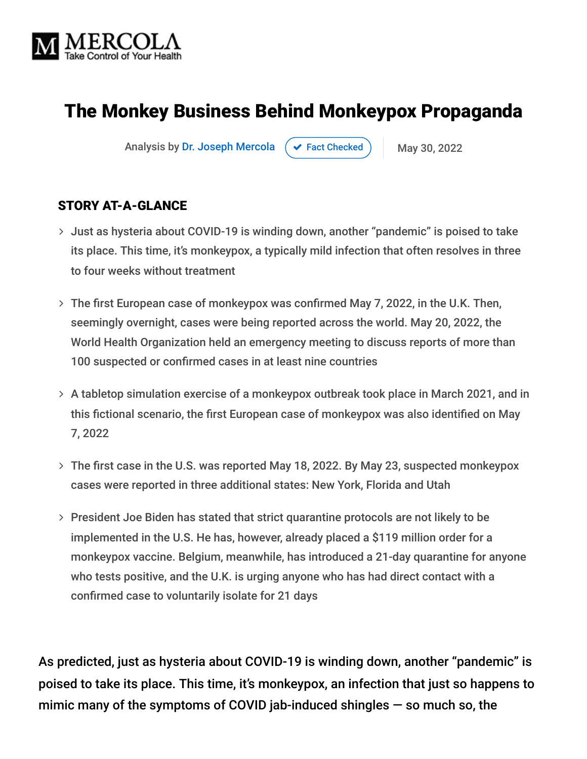MERCOLA
Take Control of Your Health

# The Monkey Business Behind Monkeypox Propaganda

Analysis by Dr. Joseph Mercola ✔ Fact Checked | May 30, 2022

## STORY AT-A-GLANCE

- Just as hysteria about COVID-19 is winding down, another "pandemic" is poised to take its place. This time, it's monkeypox, a typically mild infection that often resolves in three to four weeks without treatment
- The first European case of monkeypox was confirmed May 7, 2022, in the U.K. Then, seemingly overnight, cases were being reported across the world. May 20, 2022, the World Health Organization held an emergency meeting to discuss reports of more than 100 suspected or confirmed cases in at least nine countries
- A tabletop simulation exercise of a monkeypox outbreak took place in March 2021, and in this fictional scenario, the first European case of monkeypox was also identified on May 7, 2022
- The first case in the U.S. was reported May 18, 2022. By May 23, suspected monkeypox cases were reported in three additional states: New York, Florida and Utah
- President Joe Biden has stated that strict quarantine protocols are not likely to be implemented in the U.S. He has, however, already placed a $119 million order for a monkeypox vaccine. Belgium, meanwhile, has introduced a 21-day quarantine for anyone who tests positive, and the U.K. is urging anyone who has had direct contact with a confirmed case to voluntarily isolate for 21 days

As predicted, just as hysteria about COVID-19 is winding down, another "pandemic" is poised to take its place. This time, it's monkeypox, an infection that just so happens to mimic many of the symptoms of COVID jab-induced shingles — so much so, the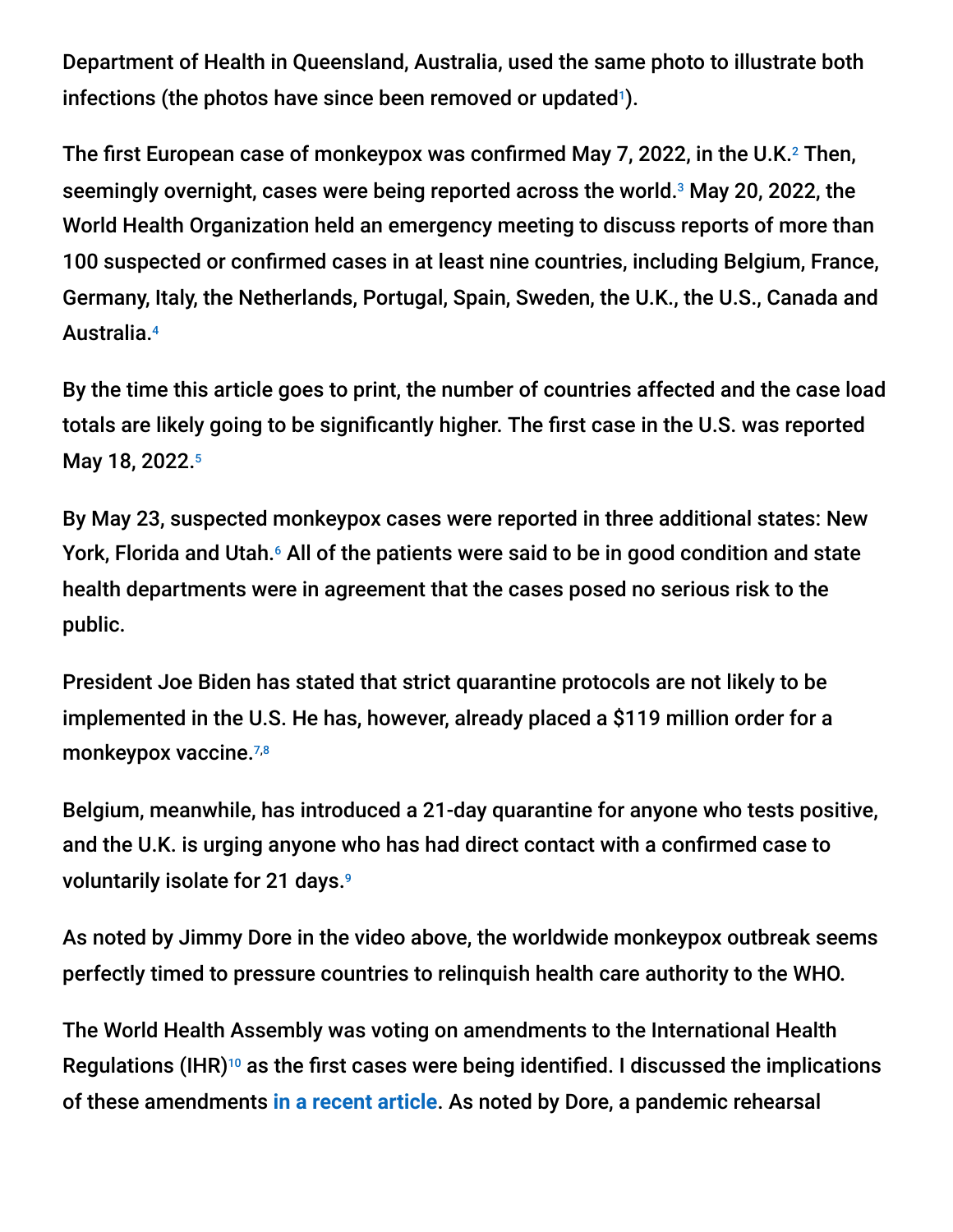Department of Health in Queensland, Australia, used the same photo to illustrate both infections (the photos have since been removed or updated[1]).

The first European case of monkeypox was confirmed May 7, 2022, in the U.K.[2] Then, seemingly overnight, cases were being reported across the world.[3] May 20, 2022, the World Health Organization held an emergency meeting to discuss reports of more than 100 suspected or confirmed cases in at least nine countries, including Belgium, France, Germany, Italy, the Netherlands, Portugal, Spain, Sweden, the U.K., the U.S., Canada and Australia.[4]

By the time this article goes to print, the number of countries affected and the case load totals are likely going to be significantly higher. The first case in the U.S. was reported May 18, 2022.[5]

By May 23, suspected monkeypox cases were reported in three additional states: New York, Florida and Utah.[6] All of the patients were said to be in good condition and state health departments were in agreement that the cases posed no serious risk to the public.

President Joe Biden has stated that strict quarantine protocols are not likely to be implemented in the U.S. He has, however, already placed a $119 million order for a monkeypox vaccine.[7,8]

Belgium, meanwhile, has introduced a 21-day quarantine for anyone who tests positive, and the U.K. is urging anyone who has had direct contact with a confirmed case to voluntarily isolate for 21 days.[9]

As noted by Jimmy Dore in the video above, the worldwide monkeypox outbreak seems perfectly timed to pressure countries to relinquish health care authority to the WHO.

The World Health Assembly was voting on amendments to the International Health Regulations (IHR)[10] as the first cases were being identified. I discussed the implications of these amendments in a recent article. As noted by Dore, a pandemic rehearsal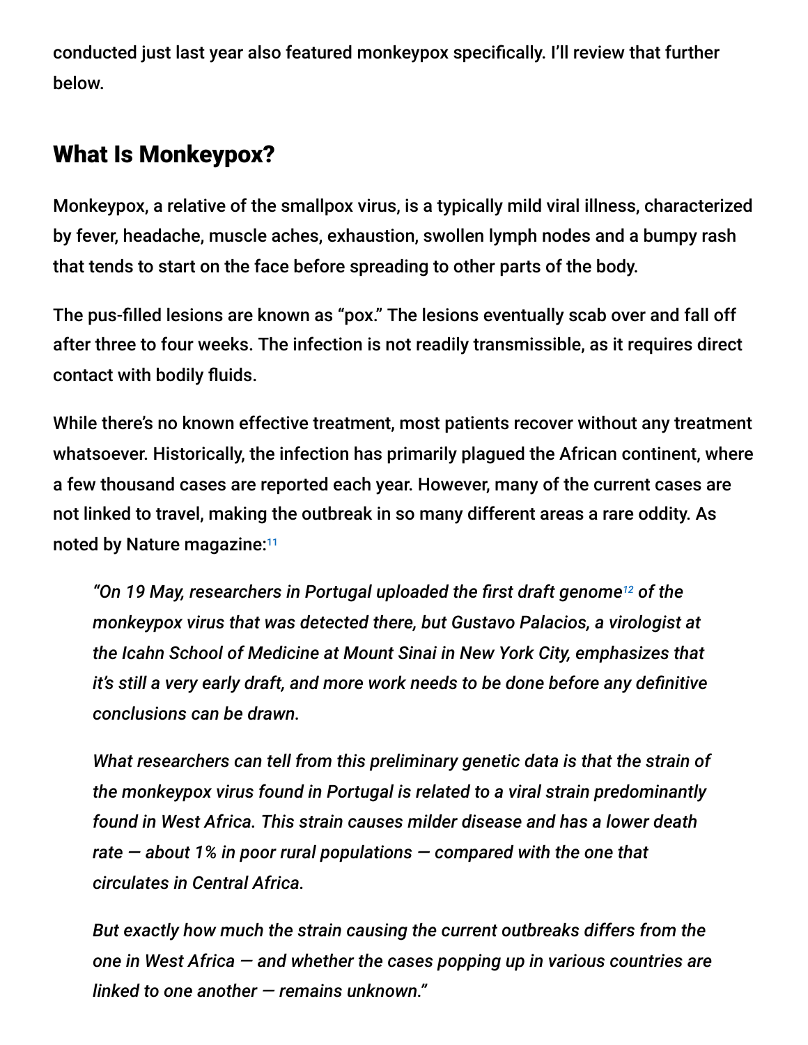conducted just last year also featured monkeypox specifically. I'll review that further below.

## What Is Monkeypox?

Monkeypox, a relative of the smallpox virus, is a typically mild viral illness, characterized by fever, headache, muscle aches, exhaustion, swollen lymph nodes and a bumpy rash that tends to start on the face before spreading to other parts of the body.

The pus-filled lesions are known as "pox." The lesions eventually scab over and fall off after three to four weeks. The infection is not readily transmissible, as it requires direct contact with bodily fluids.

While there's no known effective treatment, most patients recover without any treatment whatsoever. Historically, the infection has primarily plagued the African continent, where a few thousand cases are reported each year. However, many of the current cases are not linked to travel, making the outbreak in so many different areas a rare oddity. As noted by Nature magazine:[11]

> *"On 19 May, researchers in Portugal uploaded the first draft genome[12] of the monkeypox virus that was detected there, but Gustavo Palacios, a virologist at the Icahn School of Medicine at Mount Sinai in New York City, emphasizes that it's still a very early draft, and more work needs to be done before any definitive conclusions can be drawn.*
>
> *What researchers can tell from this preliminary genetic data is that the strain of the monkeypox virus found in Portugal is related to a viral strain predominantly found in West Africa. This strain causes milder disease and has a lower death rate — about 1% in poor rural populations — compared with the one that circulates in Central Africa.*
>
> *But exactly how much the strain causing the current outbreaks differs from the one in West Africa — and whether the cases popping up in various countries are linked to one another — remains unknown."*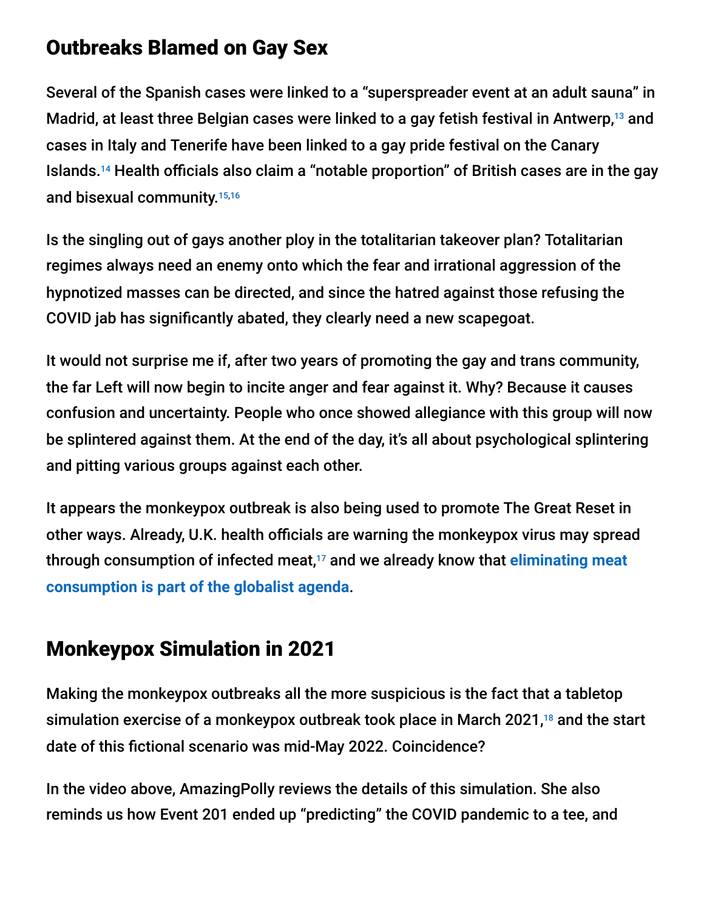## Outbreaks Blamed on Gay Sex

Several of the Spanish cases were linked to a "superspreader event at an adult sauna" in Madrid, at least three Belgian cases were linked to a gay fetish festival in Antwerp,[13] and cases in Italy and Tenerife have been linked to a gay pride festival on the Canary Islands.[14] Health officials also claim a "notable proportion" of British cases are in the gay and bisexual community.[15,16]

Is the singling out of gays another ploy in the totalitarian takeover plan? Totalitarian regimes always need an enemy onto which the fear and irrational aggression of the hypnotized masses can be directed, and since the hatred against those refusing the COVID jab has significantly abated, they clearly need a new scapegoat.

It would not surprise me if, after two years of promoting the gay and trans community, the far Left will now begin to incite anger and fear against it. Why? Because it causes confusion and uncertainty. People who once showed allegiance with this group will now be splintered against them. At the end of the day, it's all about psychological splintering and pitting various groups against each other.

It appears the monkeypox outbreak is also being used to promote The Great Reset in other ways. Already, U.K. health officials are warning the monkeypox virus may spread through consumption of infected meat,[17] and we already know that **eliminating meat consumption is part of the globalist agenda**.

## Monkeypox Simulation in 2021

Making the monkeypox outbreaks all the more suspicious is the fact that a tabletop simulation exercise of a monkeypox outbreak took place in March 2021,[18] and the start date of this fictional scenario was mid-May 2022. Coincidence?

In the video above, AmazingPolly reviews the details of this simulation. She also reminds us how Event 201 ended up "predicting" the COVID pandemic to a tee, and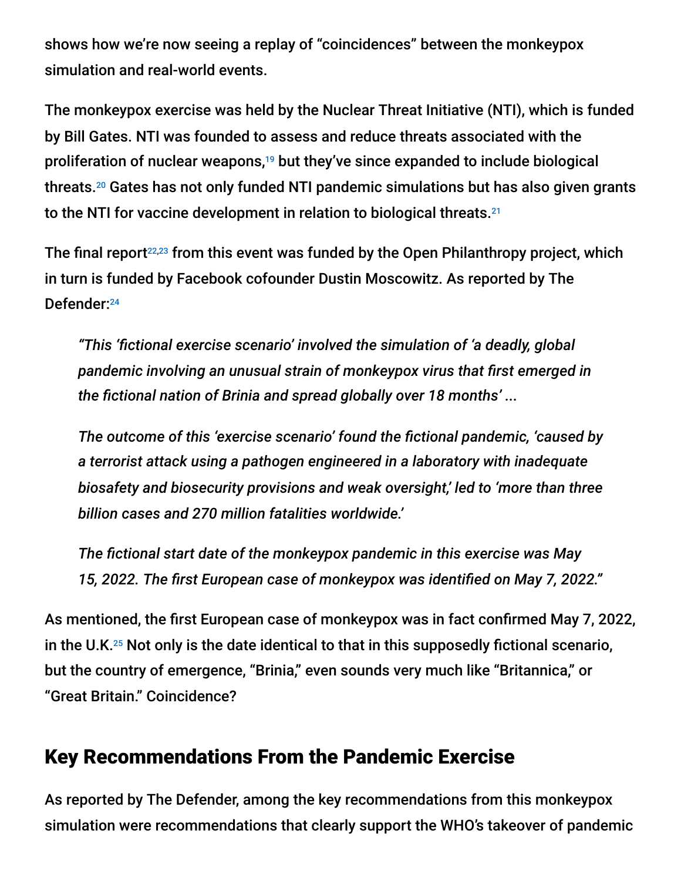shows how we're now seeing a replay of "coincidences" between the monkeypox simulation and real-world events.

The monkeypox exercise was held by the Nuclear Threat Initiative (NTI), which is funded by Bill Gates. NTI was founded to assess and reduce threats associated with the proliferation of nuclear weapons,[19] but they've since expanded to include biological threats.[20] Gates has not only funded NTI pandemic simulations but has also given grants to the NTI for vaccine development in relation to biological threats.[21]

The final report[22,23] from this event was funded by the Open Philanthropy project, which in turn is funded by Facebook cofounder Dustin Moscowitz. As reported by The Defender:[24]

> *"This 'fictional exercise scenario' involved the simulation of 'a deadly, global pandemic involving an unusual strain of monkeypox virus that first emerged in the fictional nation of Brinia and spread globally over 18 months' ...*
>
> *The outcome of this 'exercise scenario' found the fictional pandemic, 'caused by a terrorist attack using a pathogen engineered in a laboratory with inadequate biosafety and biosecurity provisions and weak oversight,' led to 'more than three billion cases and 270 million fatalities worldwide.'*
>
> *The fictional start date of the monkeypox pandemic in this exercise was May 15, 2022. The first European case of monkeypox was identified on May 7, 2022."*

As mentioned, the first European case of monkeypox was in fact confirmed May 7, 2022, in the U.K.[25] Not only is the date identical to that in this supposedly fictional scenario, but the country of emergence, "Brinia," even sounds very much like "Britannica," or "Great Britain." Coincidence?

## Key Recommendations From the Pandemic Exercise

As reported by The Defender, among the key recommendations from this monkeypox simulation were recommendations that clearly support the WHO's takeover of pandemic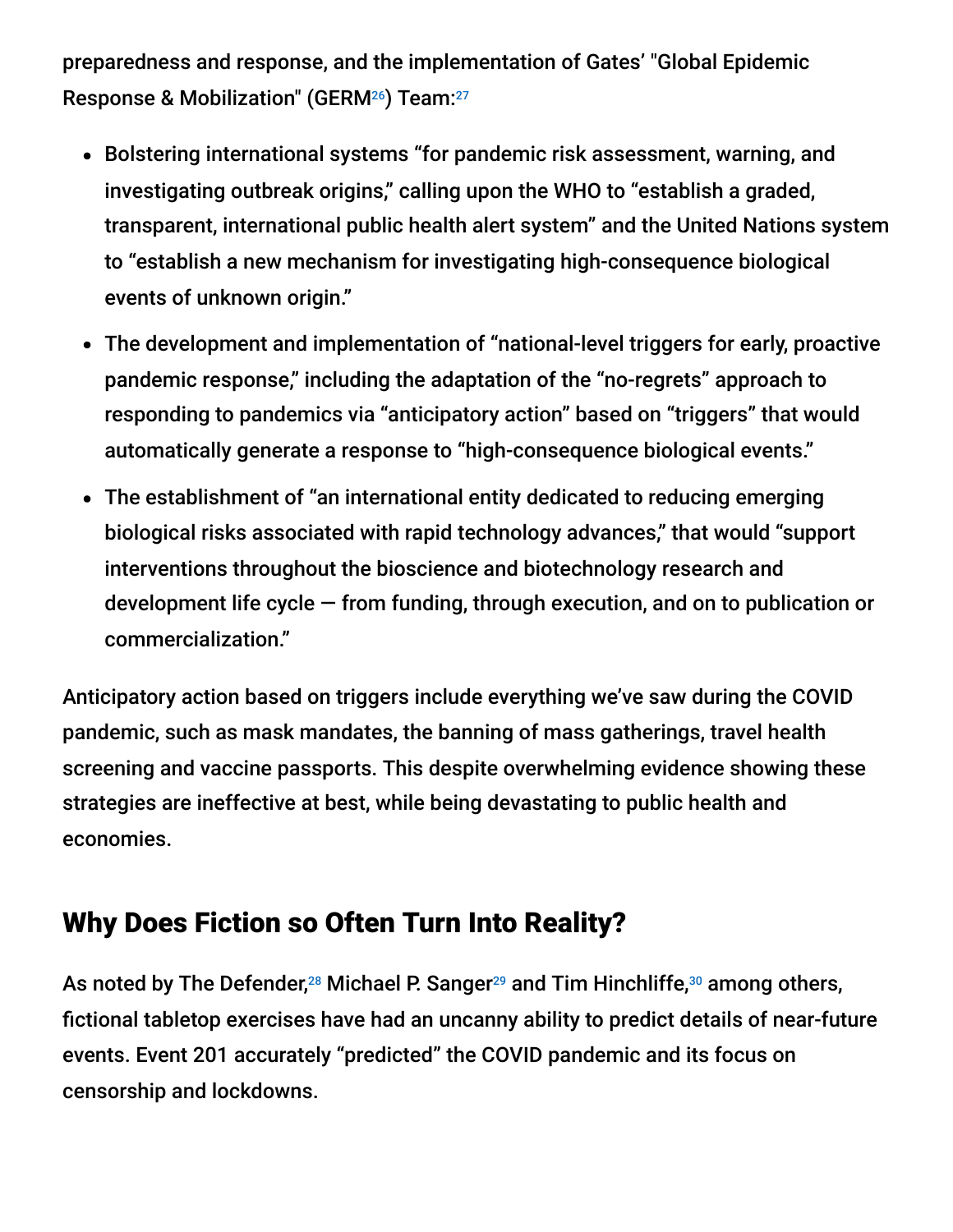preparedness and response, and the implementation of Gates' "Global Epidemic Response & Mobilization" (GERM[26]) Team:[27]

- Bolstering international systems "for pandemic risk assessment, warning, and investigating outbreak origins," calling upon the WHO to "establish a graded, transparent, international public health alert system" and the United Nations system to "establish a new mechanism for investigating high-consequence biological events of unknown origin."
- The development and implementation of "national-level triggers for early, proactive pandemic response," including the adaptation of the "no-regrets" approach to responding to pandemics via "anticipatory action" based on "triggers" that would automatically generate a response to "high-consequence biological events."
- The establishment of "an international entity dedicated to reducing emerging biological risks associated with rapid technology advances," that would "support interventions throughout the bioscience and biotechnology research and development life cycle — from funding, through execution, and on to publication or commercialization."

Anticipatory action based on triggers include everything we've saw during the COVID pandemic, such as mask mandates, the banning of mass gatherings, travel health screening and vaccine passports. This despite overwhelming evidence showing these strategies are ineffective at best, while being devastating to public health and economies.

## Why Does Fiction so Often Turn Into Reality?

As noted by The Defender,[28] Michael P. Sanger[29] and Tim Hinchliffe,[30] among others, fictional tabletop exercises have had an uncanny ability to predict details of near-future events. Event 201 accurately "predicted" the COVID pandemic and its focus on censorship and lockdowns.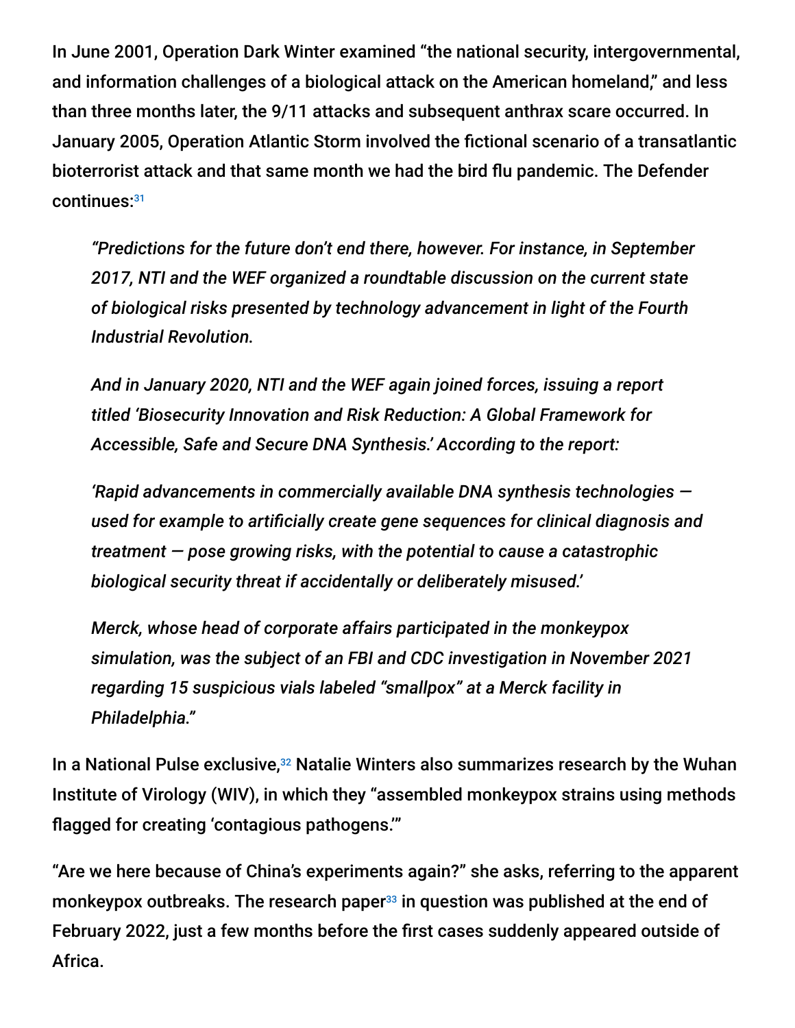In June 2001, Operation Dark Winter examined "the national security, intergovernmental, and information challenges of a biological attack on the American homeland," and less than three months later, the 9/11 attacks and subsequent anthrax scare occurred. In January 2005, Operation Atlantic Storm involved the fictional scenario of a transatlantic bioterrorist attack and that same month we had the bird flu pandemic. The Defender continues:[31]

> *"Predictions for the future don't end there, however. For instance, in September 2017, NTI and the WEF organized a roundtable discussion on the current state of biological risks presented by technology advancement in light of the Fourth Industrial Revolution.*
>
> *And in January 2020, NTI and the WEF again joined forces, issuing a report titled 'Biosecurity Innovation and Risk Reduction: A Global Framework for Accessible, Safe and Secure DNA Synthesis.' According to the report:*
>
> *'Rapid advancements in commercially available DNA synthesis technologies — used for example to artificially create gene sequences for clinical diagnosis and treatment — pose growing risks, with the potential to cause a catastrophic biological security threat if accidentally or deliberately misused.'*
>
> *Merck, whose head of corporate affairs participated in the monkeypox simulation, was the subject of an FBI and CDC investigation in November 2021 regarding 15 suspicious vials labeled "smallpox" at a Merck facility in Philadelphia."*

In a National Pulse exclusive,[32] Natalie Winters also summarizes research by the Wuhan Institute of Virology (WIV), in which they "assembled monkeypox strains using methods flagged for creating 'contagious pathogens.'"

"Are we here because of China's experiments again?" she asks, referring to the apparent monkeypox outbreaks. The research paper[33] in question was published at the end of February 2022, just a few months before the first cases suddenly appeared outside of Africa.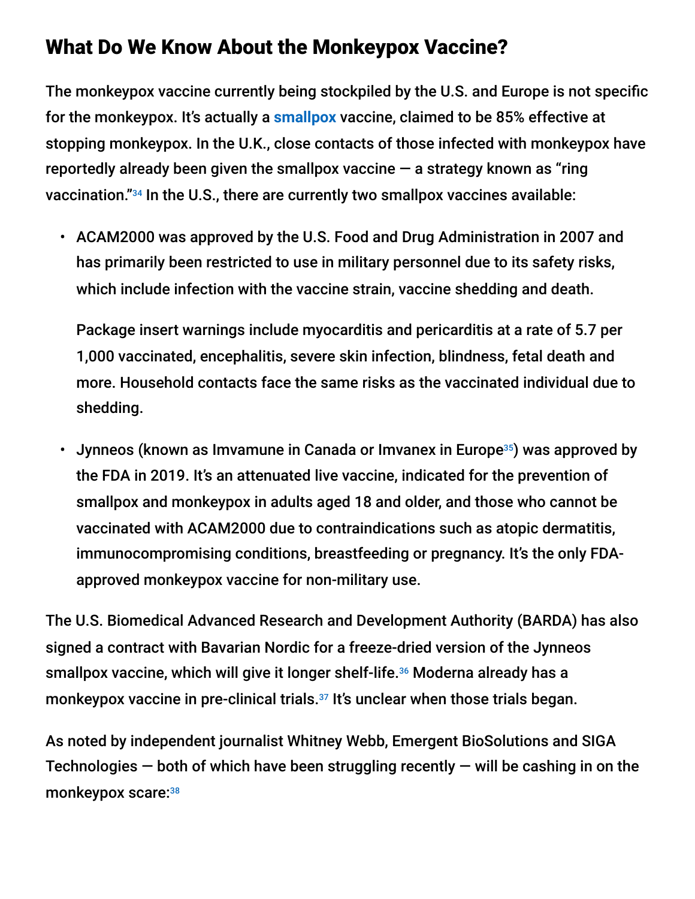## What Do We Know About the Monkeypox Vaccine?

The monkeypox vaccine currently being stockpiled by the U.S. and Europe is not specific for the monkeypox. It's actually a smallpox vaccine, claimed to be 85% effective at stopping monkeypox. In the U.K., close contacts of those infected with monkeypox have reportedly already been given the smallpox vaccine — a strategy known as "ring vaccination."[34] In the U.S., there are currently two smallpox vaccines available:

- ACAM2000 was approved by the U.S. Food and Drug Administration in 2007 and has primarily been restricted to use in military personnel due to its safety risks, which include infection with the vaccine strain, vaccine shedding and death.

  Package insert warnings include myocarditis and pericarditis at a rate of 5.7 per 1,000 vaccinated, encephalitis, severe skin infection, blindness, fetal death and more. Household contacts face the same risks as the vaccinated individual due to shedding.

- Jynneos (known as Imvamune in Canada or Imvanex in Europe[35]) was approved by the FDA in 2019. It's an attenuated live vaccine, indicated for the prevention of smallpox and monkeypox in adults aged 18 and older, and those who cannot be vaccinated with ACAM2000 due to contraindications such as atopic dermatitis, immunocompromising conditions, breastfeeding or pregnancy. It's the only FDA-approved monkeypox vaccine for non-military use.

The U.S. Biomedical Advanced Research and Development Authority (BARDA) has also signed a contract with Bavarian Nordic for a freeze-dried version of the Jynneos smallpox vaccine, which will give it longer shelf-life.[36] Moderna already has a monkeypox vaccine in pre-clinical trials.[37] It's unclear when those trials began.

As noted by independent journalist Whitney Webb, Emergent BioSolutions and SIGA Technologies — both of which have been struggling recently — will be cashing in on the monkeypox scare:[38]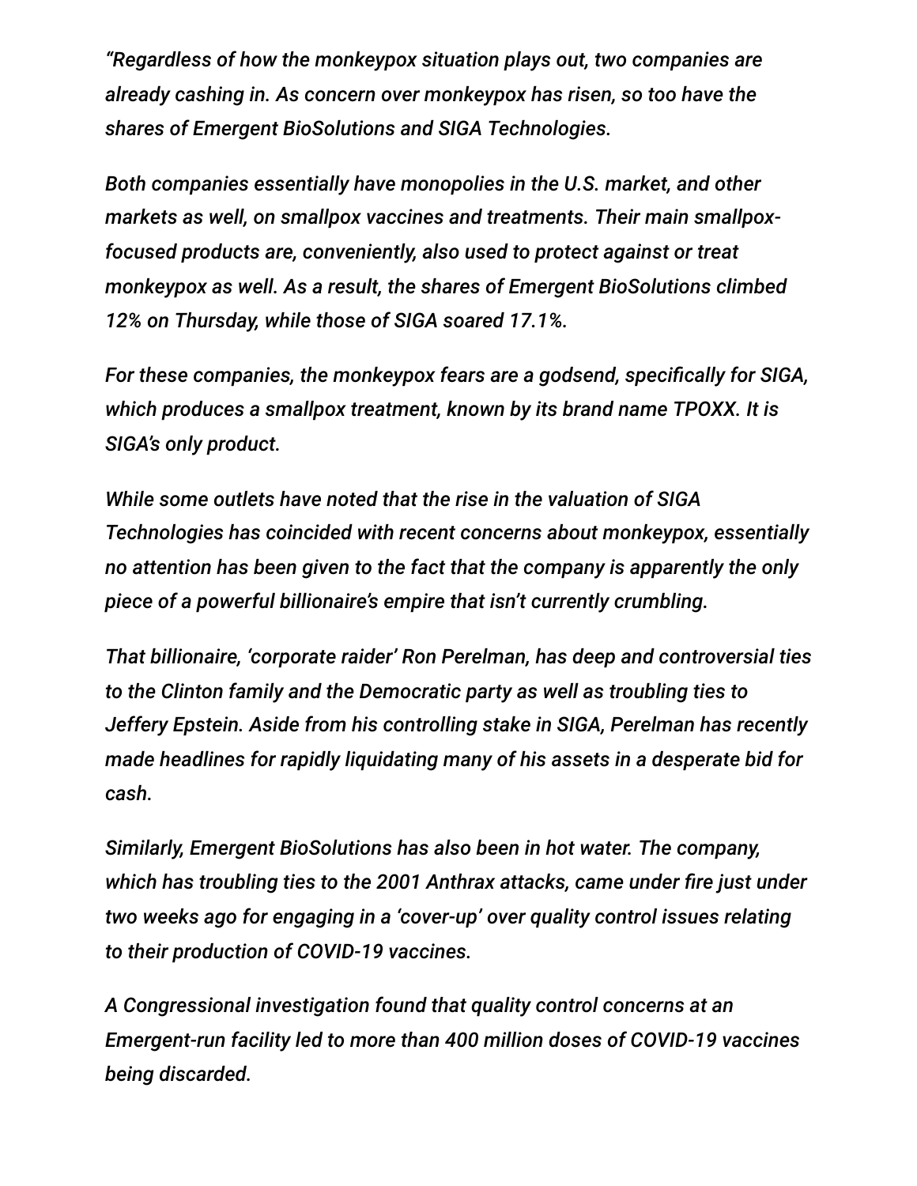*"Regardless of how the monkeypox situation plays out, two companies are already cashing in. As concern over monkeypox has risen, so too have the shares of Emergent BioSolutions and SIGA Technologies.*

*Both companies essentially have monopolies in the U.S. market, and other markets as well, on smallpox vaccines and treatments. Their main smallpox-focused products are, conveniently, also used to protect against or treat monkeypox as well. As a result, the shares of Emergent BioSolutions climbed 12% on Thursday, while those of SIGA soared 17.1%.*

*For these companies, the monkeypox fears are a godsend, specifically for SIGA, which produces a smallpox treatment, known by its brand name TPOXX. It is SIGA's only product.*

*While some outlets have noted that the rise in the valuation of SIGA Technologies has coincided with recent concerns about monkeypox, essentially no attention has been given to the fact that the company is apparently the only piece of a powerful billionaire's empire that isn't currently crumbling.*

*That billionaire, 'corporate raider' Ron Perelman, has deep and controversial ties to the Clinton family and the Democratic party as well as troubling ties to Jeffery Epstein. Aside from his controlling stake in SIGA, Perelman has recently made headlines for rapidly liquidating many of his assets in a desperate bid for cash.*

*Similarly, Emergent BioSolutions has also been in hot water. The company, which has troubling ties to the 2001 Anthrax attacks, came under fire just under two weeks ago for engaging in a 'cover-up' over quality control issues relating to their production of COVID-19 vaccines.*

*A Congressional investigation found that quality control concerns at an Emergent-run facility led to more than 400 million doses of COVID-19 vaccines being discarded.*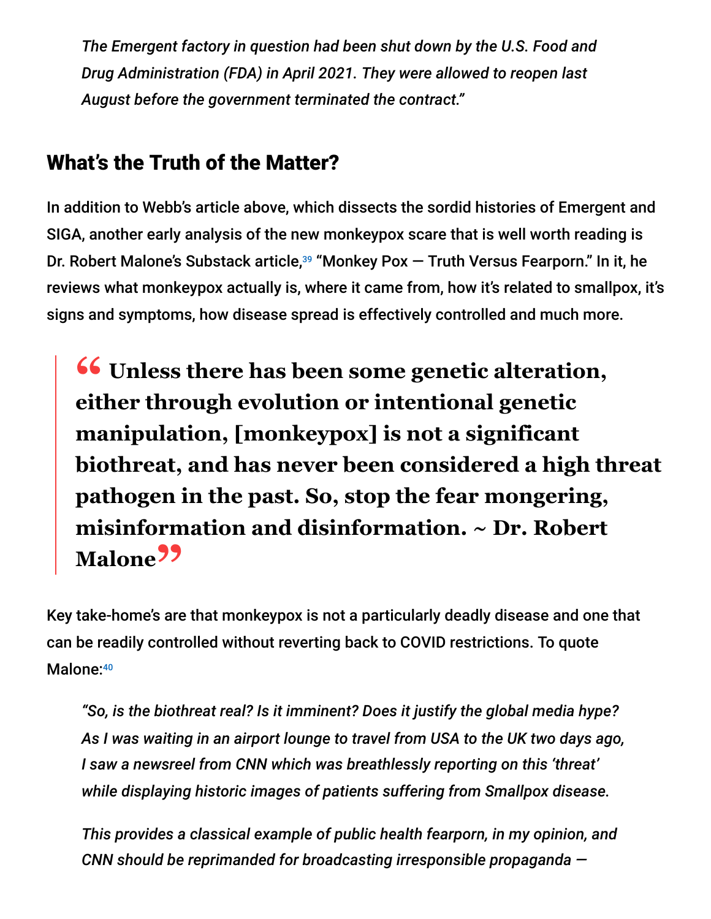> *The Emergent factory in question had been shut down by the U.S. Food and Drug Administration (FDA) in April 2021. They were allowed to reopen last August before the government terminated the contract."*

## What's the Truth of the Matter?

In addition to Webb's article above, which dissects the sordid histories of Emergent and SIGA, another early analysis of the new monkeypox scare that is well worth reading is Dr. Robert Malone's Substack article,[39] "Monkey Pox — Truth Versus Fearporn." In it, he reviews what monkeypox actually is, where it came from, how it's related to smallpox, it's signs and symptoms, how disease spread is effectively controlled and much more.

> **" Unless there has been some genetic alteration, either through evolution or intentional genetic manipulation, [monkeypox] is not a significant biothreat, and has never been considered a high threat pathogen in the past. So, stop the fear mongering, misinformation and disinformation. ~ Dr. Robert Malone"**

Key take-home's are that monkeypox is not a particularly deadly disease and one that can be readily controlled without reverting back to COVID restrictions. To quote Malone:[40]

> *"So, is the biothreat real? Is it imminent? Does it justify the global media hype? As I was waiting in an airport lounge to travel from USA to the UK two days ago, I saw a newsreel from CNN which was breathlessly reporting on this 'threat' while displaying historic images of patients suffering from Smallpox disease.*
>
> *This provides a classical example of public health fearporn, in my opinion, and CNN should be reprimanded for broadcasting irresponsible propaganda —*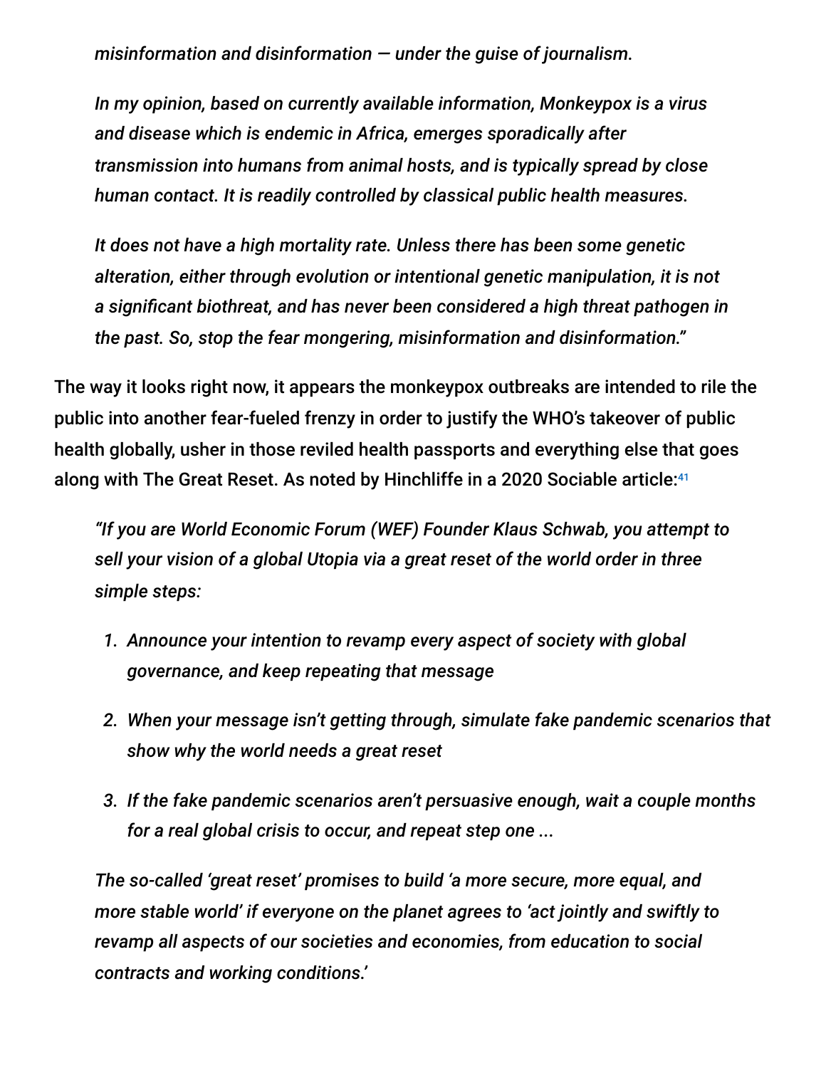*misinformation and disinformation — under the guise of journalism.*

*In my opinion, based on currently available information, Monkeypox is a virus and disease which is endemic in Africa, emerges sporadically after transmission into humans from animal hosts, and is typically spread by close human contact. It is readily controlled by classical public health measures.*

*It does not have a high mortality rate. Unless there has been some genetic alteration, either through evolution or intentional genetic manipulation, it is not a significant biothreat, and has never been considered a high threat pathogen in the past. So, stop the fear mongering, misinformation and disinformation."*

The way it looks right now, it appears the monkeypox outbreaks are intended to rile the public into another fear-fueled frenzy in order to justify the WHO's takeover of public health globally, usher in those reviled health passports and everything else that goes along with The Great Reset. As noted by Hinchliffe in a 2020 Sociable article:[41]

*"If you are World Economic Forum (WEF) Founder Klaus Schwab, you attempt to sell your vision of a global Utopia via a great reset of the world order in three simple steps:*

1. *Announce your intention to revamp every aspect of society with global governance, and keep repeating that message*
2. *When your message isn't getting through, simulate fake pandemic scenarios that show why the world needs a great reset*
3. *If the fake pandemic scenarios aren't persuasive enough, wait a couple months for a real global crisis to occur, and repeat step one ...*

*The so-called 'great reset' promises to build 'a more secure, more equal, and more stable world' if everyone on the planet agrees to 'act jointly and swiftly to revamp all aspects of our societies and economies, from education to social contracts and working conditions.'*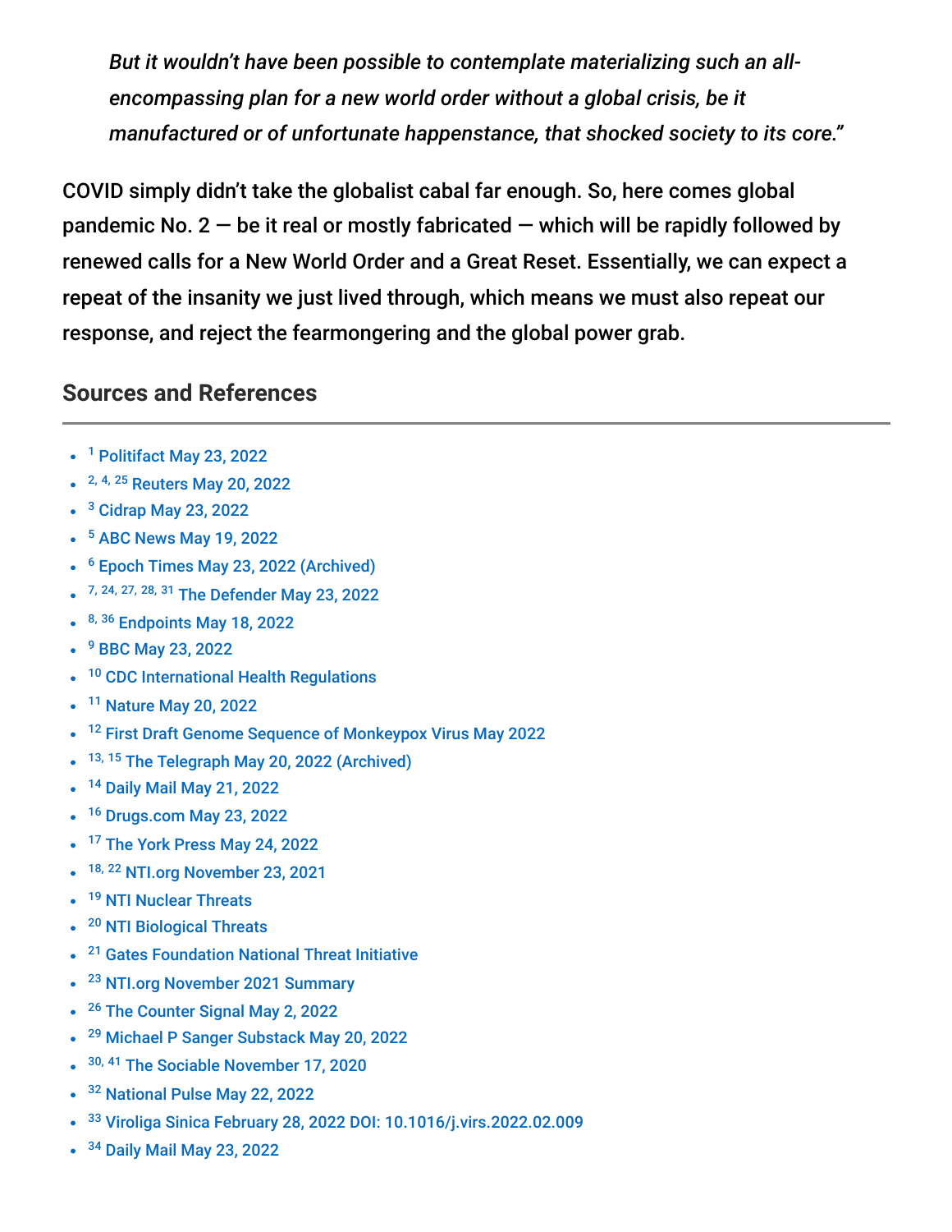> *But it wouldn't have been possible to contemplate materializing such an all-encompassing plan for a new world order without a global crisis, be it manufactured or of unfortunate happenstance, that shocked society to its core."*

COVID simply didn't take the globalist cabal far enough. So, here comes global pandemic No. 2 — be it real or mostly fabricated — which will be rapidly followed by renewed calls for a New World Order and a Great Reset. Essentially, we can expect a repeat of the insanity we just lived through, which means we must also repeat our response, and reject the fearmongering and the global power grab.

## Sources and References

- [1] Politifact May 23, 2022
- [2, 4, 25] Reuters May 20, 2022
- [3] Cidrap May 23, 2022
- [5] ABC News May 19, 2022
- [6] Epoch Times May 23, 2022 (Archived)
- [7, 24, 27, 28, 31] The Defender May 23, 2022
- [8, 36] Endpoints May 18, 2022
- [9] BBC May 23, 2022
- [10] CDC International Health Regulations
- [11] Nature May 20, 2022
- [12] First Draft Genome Sequence of Monkeypox Virus May 2022
- [13, 15] The Telegraph May 20, 2022 (Archived)
- [14] Daily Mail May 21, 2022
- [16] Drugs.com May 23, 2022
- [17] The York Press May 24, 2022
- [18, 22] NTI.org November 23, 2021
- [19] NTI Nuclear Threats
- [20] NTI Biological Threats
- [21] Gates Foundation National Threat Initiative
- [23] NTI.org November 2021 Summary
- [26] The Counter Signal May 2, 2022
- [29] Michael P Sanger Substack May 20, 2022
- [30, 41] The Sociable November 17, 2020
- [32] National Pulse May 22, 2022
- [33] Viroliga Sinica February 28, 2022 DOI: 10.1016/j.virs.2022.02.009
- [34] Daily Mail May 23, 2022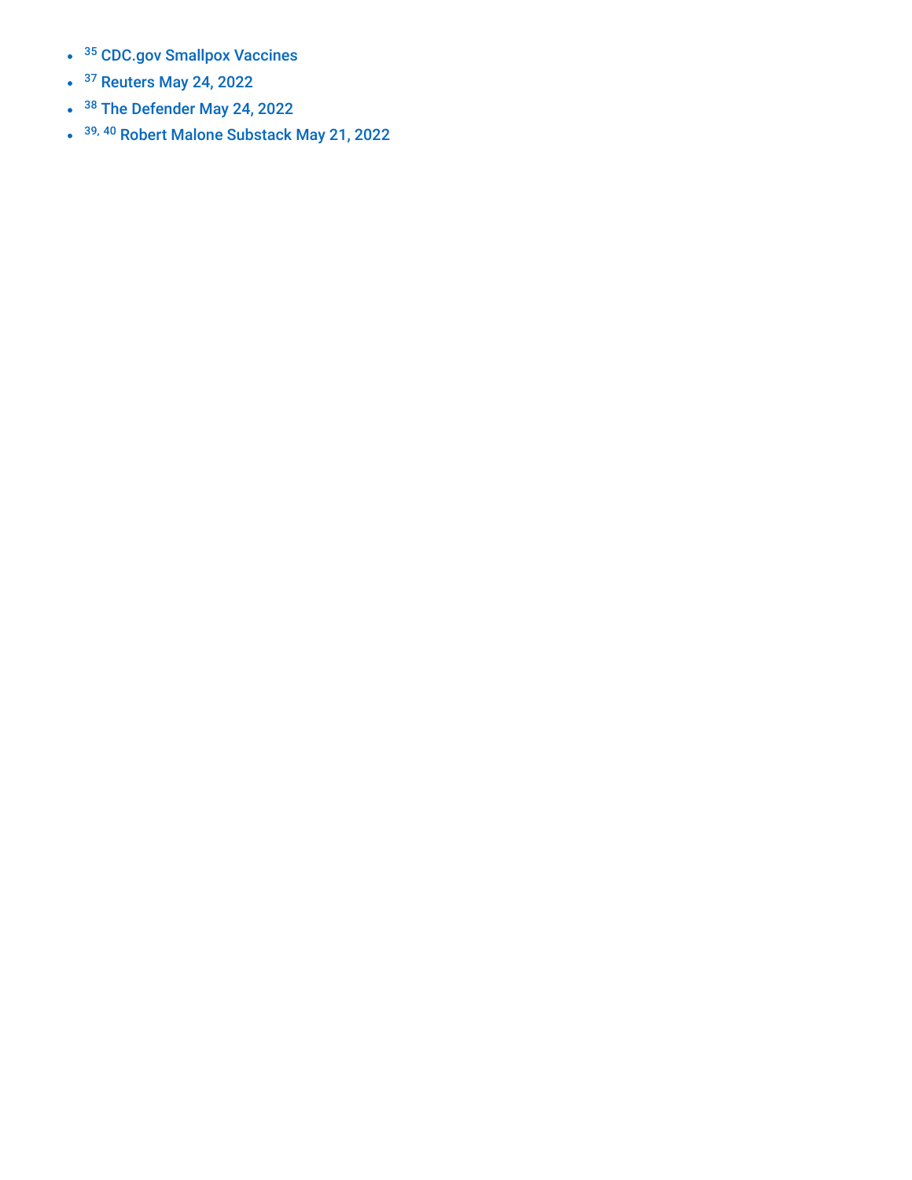- [35] CDC.gov Smallpox Vaccines
- [37] Reuters May 24, 2022
- [38] The Defender May 24, 2022
- [39, 40] Robert Malone Substack May 21, 2022